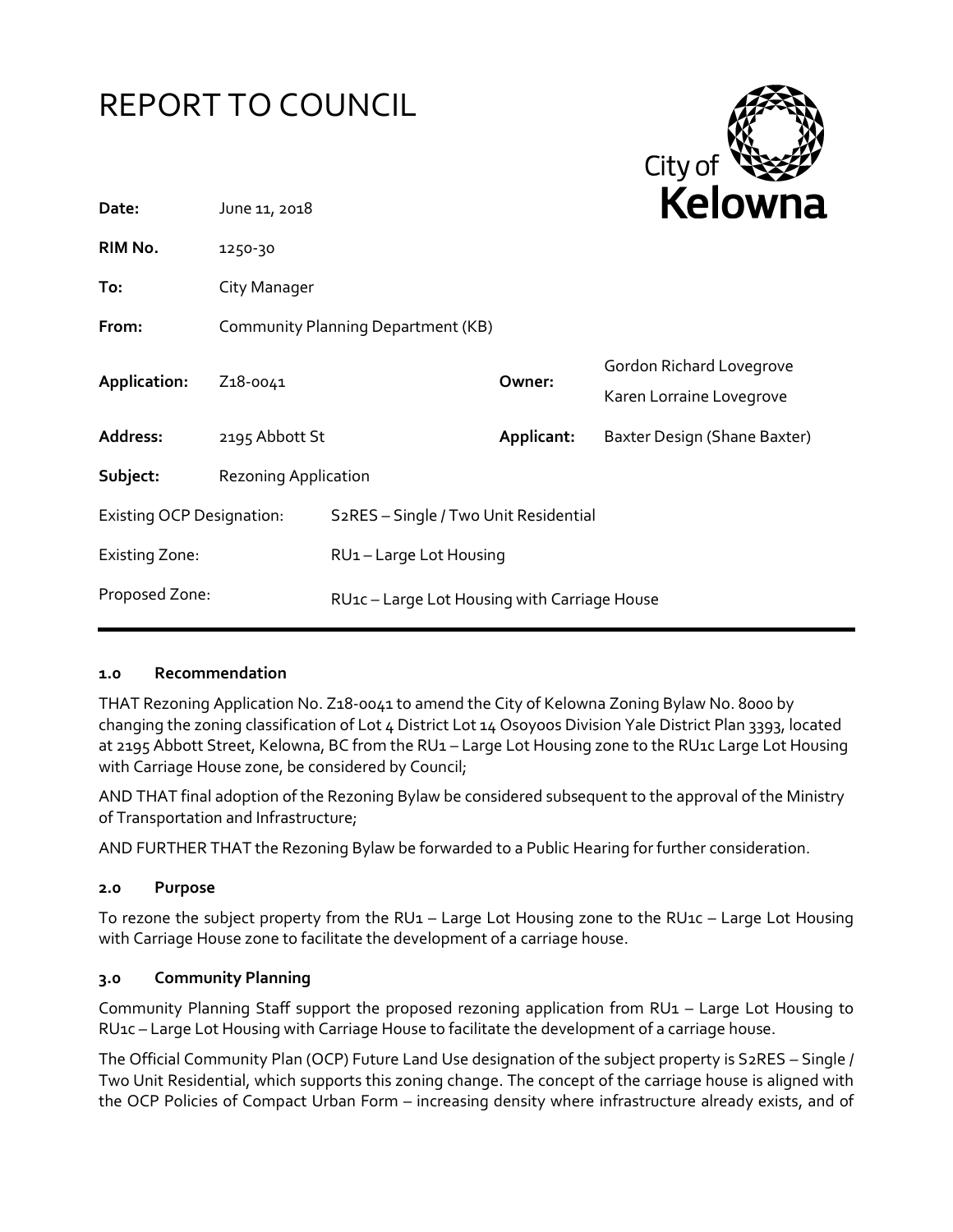# REPORT TO COUNCIL

| | | | |
|---|---|---|---|
| **Date:** | June 11, 2018 | | |
| **RIM No.** | 1250-30 | | |
| **To:** | City Manager | | |
| **From:** | Community Planning Department (KB) | | |
| **Application:** | Z18-0041 | **Owner:** | Gordon Richard Lovegrove<br>Karen Lorraine Lovegrove |
| **Address:** | 2195 Abbott St | **Applicant:** | Baxter Design (Shane Baxter) |
| **Subject:** | Rezoning Application | | |
| Existing OCP Designation: | S2RES – Single / Two Unit Residential | | |
| Existing Zone: | RU1 – Large Lot Housing | | |
| Proposed Zone: | RU1c – Large Lot Housing with Carriage House | | |

### 1.0 Recommendation

THAT Rezoning Application No. Z18-0041 to amend the City of Kelowna Zoning Bylaw No. 8000 by changing the zoning classification of Lot 4 District Lot 14 Osoyoos Division Yale District Plan 3393, located at 2195 Abbott Street, Kelowna, BC from the RU1 – Large Lot Housing zone to the RU1c Large Lot Housing with Carriage House zone, be considered by Council;

AND THAT final adoption of the Rezoning Bylaw be considered subsequent to the approval of the Ministry of Transportation and Infrastructure;

AND FURTHER THAT the Rezoning Bylaw be forwarded to a Public Hearing for further consideration.

### 2.0 Purpose

To rezone the subject property from the RU1 – Large Lot Housing zone to the RU1c – Large Lot Housing with Carriage House zone to facilitate the development of a carriage house.

### 3.0 Community Planning

Community Planning Staff support the proposed rezoning application from RU1 – Large Lot Housing to RU1c – Large Lot Housing with Carriage House to facilitate the development of a carriage house.

The Official Community Plan (OCP) Future Land Use designation of the subject property is S2RES – Single / Two Unit Residential, which supports this zoning change. The concept of the carriage house is aligned with the OCP Policies of Compact Urban Form – increasing density where infrastructure already exists, and of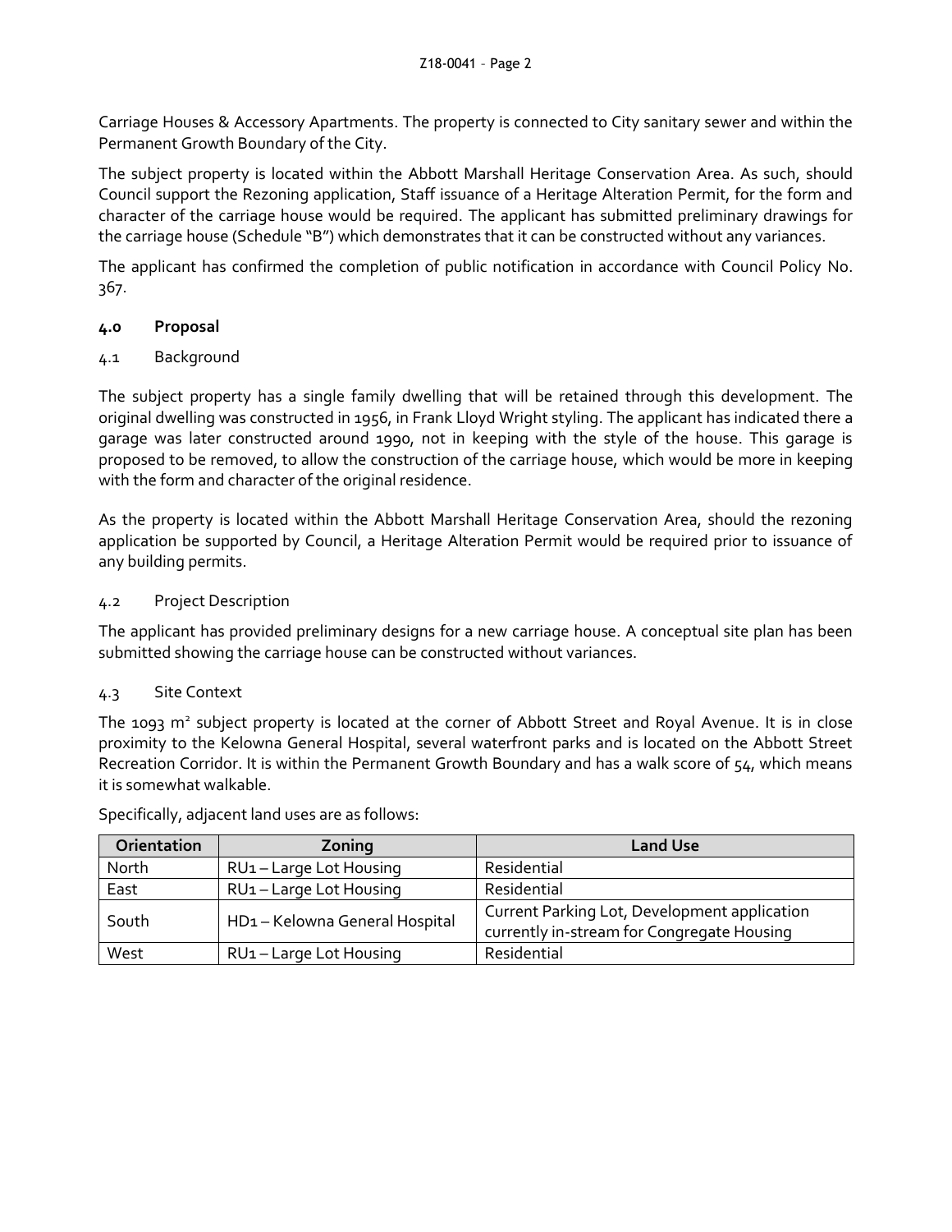Carriage Houses & Accessory Apartments. The property is connected to City sanitary sewer and within the Permanent Growth Boundary of the City.

The subject property is located within the Abbott Marshall Heritage Conservation Area. As such, should Council support the Rezoning application, Staff issuance of a Heritage Alteration Permit, for the form and character of the carriage house would be required. The applicant has submitted preliminary drawings for the carriage house (Schedule "B") which demonstrates that it can be constructed without any variances.

The applicant has confirmed the completion of public notification in accordance with Council Policy No. 367.

## 4.0 Proposal

### 4.1 Background

The subject property has a single family dwelling that will be retained through this development. The original dwelling was constructed in 1956, in Frank Lloyd Wright styling. The applicant has indicated there a garage was later constructed around 1990, not in keeping with the style of the house. This garage is proposed to be removed, to allow the construction of the carriage house, which would be more in keeping with the form and character of the original residence.

As the property is located within the Abbott Marshall Heritage Conservation Area, should the rezoning application be supported by Council, a Heritage Alteration Permit would be required prior to issuance of any building permits.

### 4.2 Project Description

The applicant has provided preliminary designs for a new carriage house. A conceptual site plan has been submitted showing the carriage house can be constructed without variances.

### 4.3 Site Context

The 1093 m² subject property is located at the corner of Abbott Street and Royal Avenue. It is in close proximity to the Kelowna General Hospital, several waterfront parks and is located on the Abbott Street Recreation Corridor. It is within the Permanent Growth Boundary and has a walk score of 54, which means it is somewhat walkable.

Specifically, adjacent land uses are as follows:

| Orientation | Zoning | Land Use |
|---|---|---|
| North | RU1 – Large Lot Housing | Residential |
| East | RU1 – Large Lot Housing | Residential |
| South | HD1 – Kelowna General Hospital | Current Parking Lot, Development application currently in-stream for Congregate Housing |
| West | RU1 – Large Lot Housing | Residential |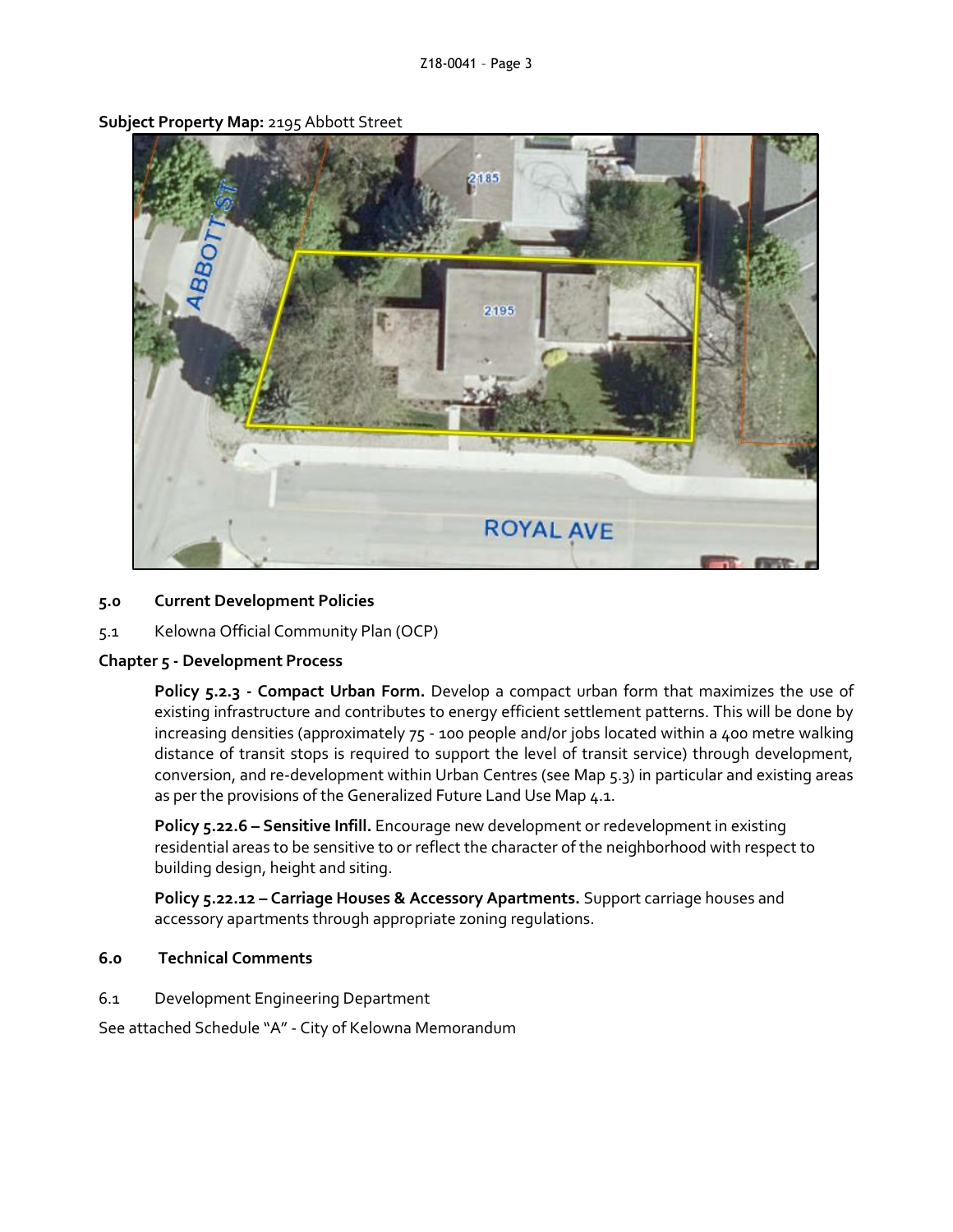**Subject Property Map:** 2195 Abbott Street

## 5.0 Current Development Policies

5.1 Kelowna Official Community Plan (OCP)

### Chapter 5 - Development Process

**Policy 5.2.3 - Compact Urban Form.** Develop a compact urban form that maximizes the use of existing infrastructure and contributes to energy efficient settlement patterns. This will be done by increasing densities (approximately 75 - 100 people and/or jobs located within a 400 metre walking distance of transit stops is required to support the level of transit service) through development, conversion, and re-development within Urban Centres (see Map 5.3) in particular and existing areas as per the provisions of the Generalized Future Land Use Map 4.1.

**Policy 5.22.6 – Sensitive Infill.** Encourage new development or redevelopment in existing residential areas to be sensitive to or reflect the character of the neighborhood with respect to building design, height and siting.

**Policy 5.22.12 – Carriage Houses & Accessory Apartments.** Support carriage houses and accessory apartments through appropriate zoning regulations.

## 6.0 Technical Comments

6.1 Development Engineering Department

See attached Schedule "A" - City of Kelowna Memorandum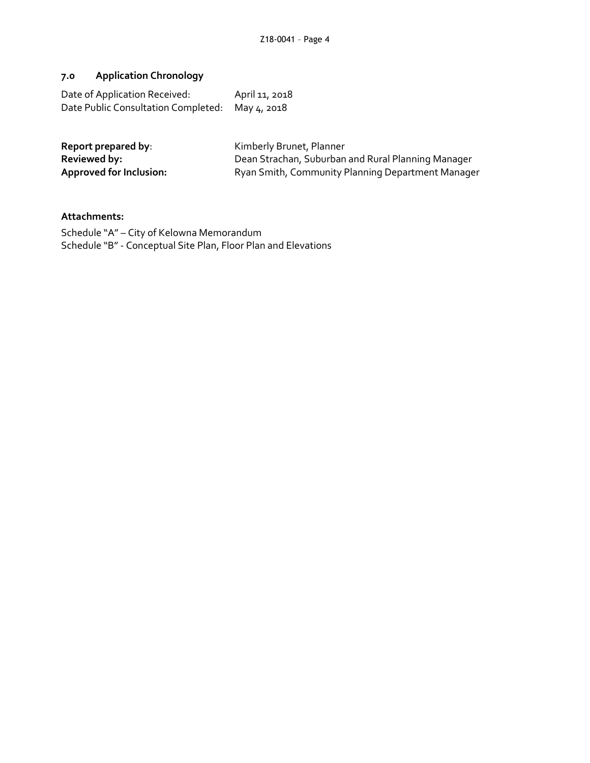## 7.0 Application Chronology

Date of Application Received: April 11, 2018
Date Public Consultation Completed: May 4, 2018

**Report prepared by**: Kimberly Brunet, Planner
**Reviewed by:** Dean Strachan, Suburban and Rural Planning Manager
**Approved for Inclusion:** Ryan Smith, Community Planning Department Manager

**Attachments:**

Schedule "A" – City of Kelowna Memorandum
Schedule "B" - Conceptual Site Plan, Floor Plan and Elevations